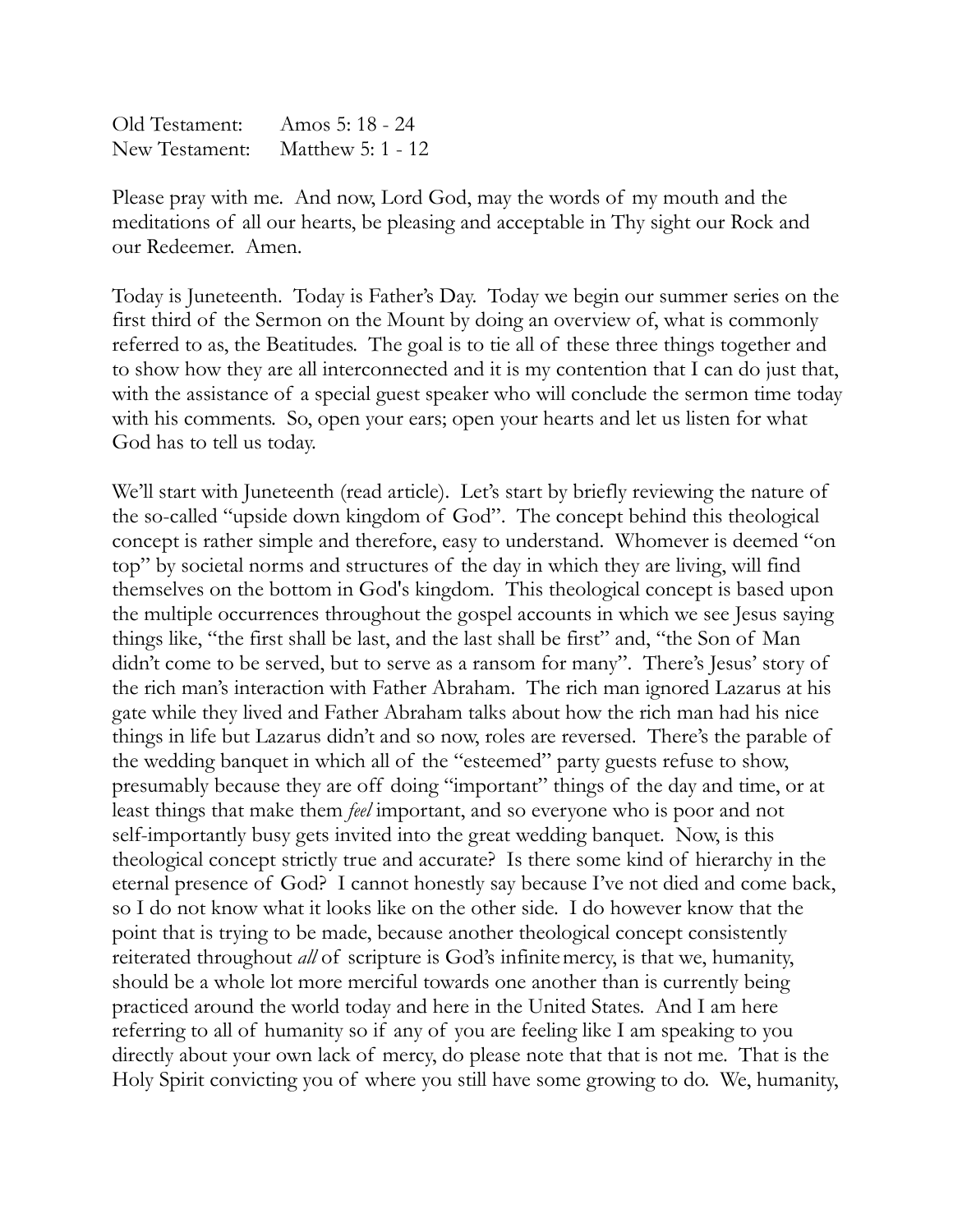Old Testament: Amos 5: 18 - 24
New Testament: Matthew 5: 1 - 12

Please pray with me. And now, Lord God, may the words of my mouth and the meditations of all our hearts, be pleasing and acceptable in Thy sight our Rock and our Redeemer. Amen.

Today is Juneteenth. Today is Father's Day. Today we begin our summer series on the first third of the Sermon on the Mount by doing an overview of, what is commonly referred to as, the Beatitudes. The goal is to tie all of these three things together and to show how they are all interconnected and it is my contention that I can do just that, with the assistance of a special guest speaker who will conclude the sermon time today with his comments. So, open your ears; open your hearts and let us listen for what God has to tell us today.

We'll start with Juneteenth (read article). Let's start by briefly reviewing the nature of the so-called "upside down kingdom of God". The concept behind this theological concept is rather simple and therefore, easy to understand. Whomever is deemed "on top" by societal norms and structures of the day in which they are living, will find themselves on the bottom in God's kingdom. This theological concept is based upon the multiple occurrences throughout the gospel accounts in which we see Jesus saying things like, "the first shall be last, and the last shall be first" and, "the Son of Man didn't come to be served, but to serve as a ransom for many". There's Jesus' story of the rich man's interaction with Father Abraham. The rich man ignored Lazarus at his gate while they lived and Father Abraham talks about how the rich man had his nice things in life but Lazarus didn't and so now, roles are reversed. There's the parable of the wedding banquet in which all of the "esteemed" party guests refuse to show, presumably because they are off doing "important" things of the day and time, or at least things that make them *feel* important, and so everyone who is poor and not self-importantly busy gets invited into the great wedding banquet. Now, is this theological concept strictly true and accurate? Is there some kind of hierarchy in the eternal presence of God? I cannot honestly say because I've not died and come back, so I do not know what it looks like on the other side. I do however know that the point that is trying to be made, because another theological concept consistently reiterated throughout *all* of scripture is God's infinite mercy, is that we, humanity, should be a whole lot more merciful towards one another than is currently being practiced around the world today and here in the United States. And I am here referring to all of humanity so if any of you are feeling like I am speaking to you directly about your own lack of mercy, do please note that that is not me. That is the Holy Spirit convicting you of where you still have some growing to do. We, humanity,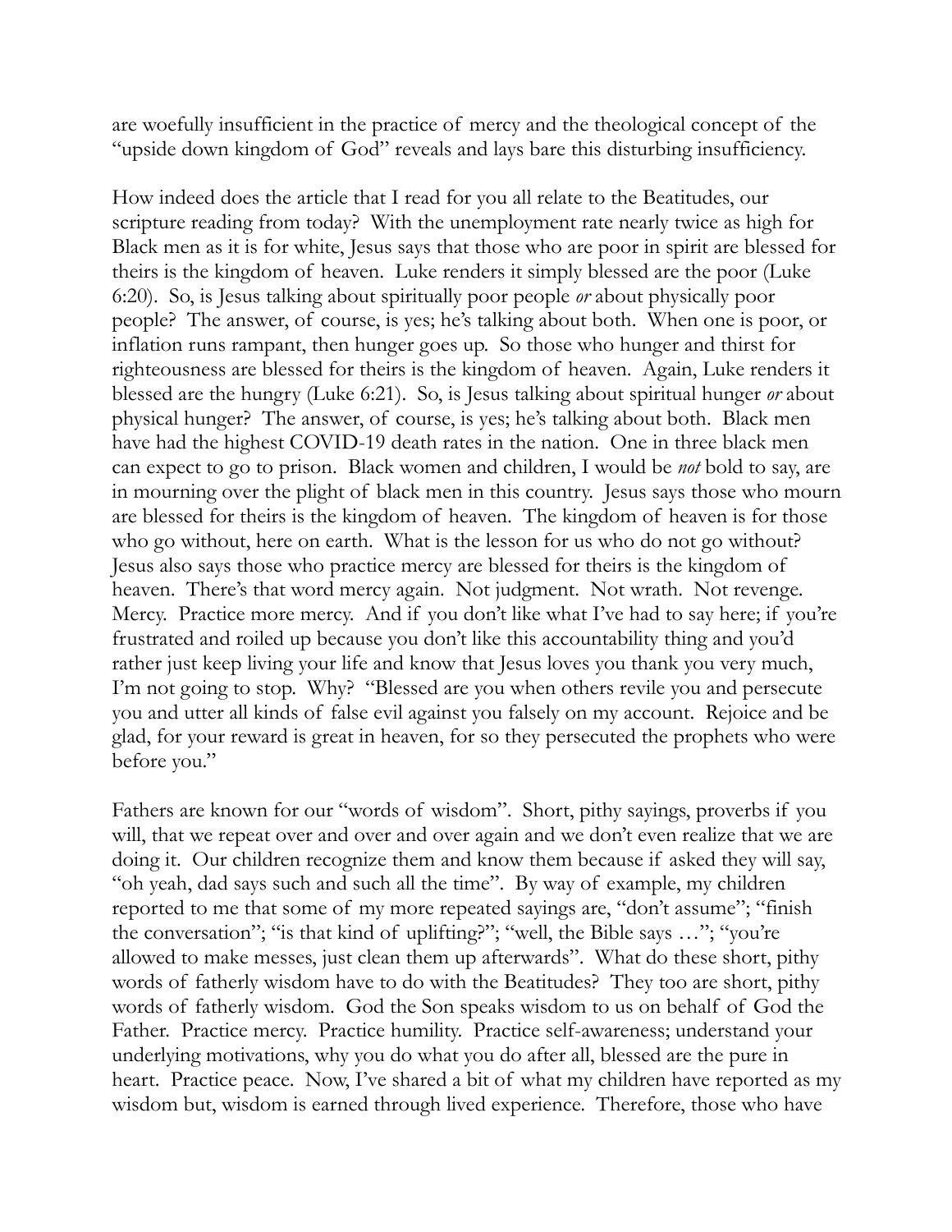are woefully insufficient in the practice of mercy and the theological concept of the "upside down kingdom of God" reveals and lays bare this disturbing insufficiency.

How indeed does the article that I read for you all relate to the Beatitudes, our scripture reading from today? With the unemployment rate nearly twice as high for Black men as it is for white, Jesus says that those who are poor in spirit are blessed for theirs is the kingdom of heaven. Luke renders it simply blessed are the poor (Luke 6:20). So, is Jesus talking about spiritually poor people *or* about physically poor people? The answer, of course, is yes; he's talking about both. When one is poor, or inflation runs rampant, then hunger goes up. So those who hunger and thirst for righteousness are blessed for theirs is the kingdom of heaven. Again, Luke renders it blessed are the hungry (Luke 6:21). So, is Jesus talking about spiritual hunger *or* about physical hunger? The answer, of course, is yes; he's talking about both. Black men have had the highest COVID-19 death rates in the nation. One in three black men can expect to go to prison. Black women and children, I would be *not* bold to say, are in mourning over the plight of black men in this country. Jesus says those who mourn are blessed for theirs is the kingdom of heaven. The kingdom of heaven is for those who go without, here on earth. What is the lesson for us who do not go without? Jesus also says those who practice mercy are blessed for theirs is the kingdom of heaven. There's that word mercy again. Not judgment. Not wrath. Not revenge. Mercy. Practice more mercy. And if you don't like what I've had to say here; if you're frustrated and roiled up because you don't like this accountability thing and you'd rather just keep living your life and know that Jesus loves you thank you very much, I'm not going to stop. Why? "Blessed are you when others revile you and persecute you and utter all kinds of false evil against you falsely on my account. Rejoice and be glad, for your reward is great in heaven, for so they persecuted the prophets who were before you."

Fathers are known for our "words of wisdom". Short, pithy sayings, proverbs if you will, that we repeat over and over and over again and we don't even realize that we are doing it. Our children recognize them and know them because if asked they will say, "oh yeah, dad says such and such all the time". By way of example, my children reported to me that some of my more repeated sayings are, "don't assume"; "finish the conversation"; "is that kind of uplifting?"; "well, the Bible says …"; "you're allowed to make messes, just clean them up afterwards". What do these short, pithy words of fatherly wisdom have to do with the Beatitudes? They too are short, pithy words of fatherly wisdom. God the Son speaks wisdom to us on behalf of God the Father. Practice mercy. Practice humility. Practice self-awareness; understand your underlying motivations, why you do what you do after all, blessed are the pure in heart. Practice peace. Now, I've shared a bit of what my children have reported as my wisdom but, wisdom is earned through lived experience. Therefore, those who have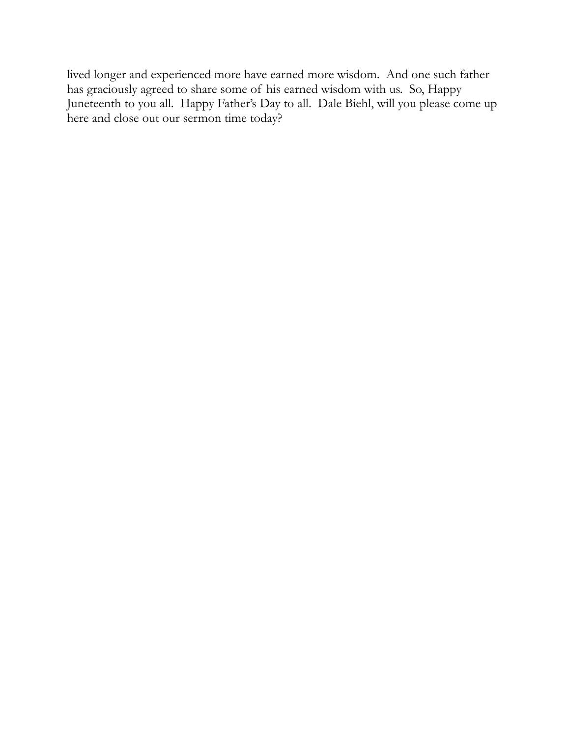lived longer and experienced more have earned more wisdom. And one such father has graciously agreed to share some of his earned wisdom with us. So, Happy Juneteenth to you all. Happy Father's Day to all. Dale Biehl, will you please come up here and close out our sermon time today?